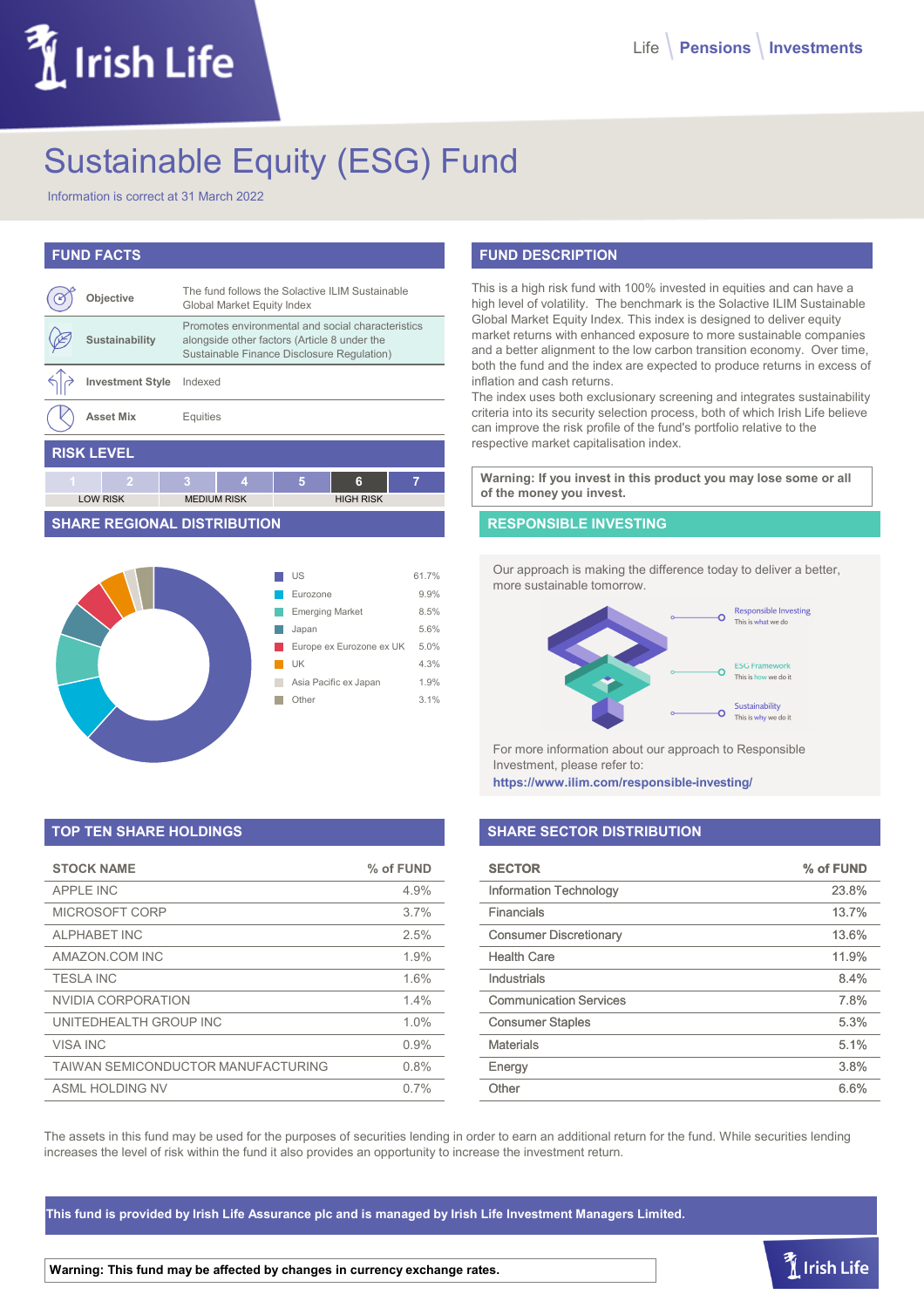# Sustainable Equity (ESG) Fund

Information is correct at 31 March 2022

## FUND FACTS

| | |
|---|---|
| **Objective** | The fund follows the Solactive ILIM Sustainable Global Market Equity Index |
| **Sustainability** | Promotes environmental and social characteristics alongside other factors (Article 8 under the Sustainable Finance Disclosure Regulation) |
| **Investment Style** | Indexed |
| **Asset Mix** | Equities |

## RISK LEVEL

| 1 | 2 | 3 | 4 | 5 | 6 | 7 |
|---|---|---|---|---|---|---|
| LOW RISK | | MEDIUM RISK | | HIGH RISK | | |

Risk level: 6

## SHARE REGIONAL DISTRIBUTION

| Region | % |
|---|---|
| US | 61.7% |
| Eurozone | 9.9% |
| Emerging Market | 8.5% |
| Japan | 5.6% |
| Europe ex Eurozone ex UK | 5.0% |
| UK | 4.3% |
| Asia Pacific ex Japan | 1.9% |
| Other | 3.1% |

## FUND DESCRIPTION

This is a high risk fund with 100% invested in equities and can have a high level of volatility. The benchmark is the Solactive ILIM Sustainable Global Market Equity Index. This index is designed to deliver equity market returns with enhanced exposure to more sustainable companies and a better alignment to the low carbon transition economy. Over time, both the fund and the index are expected to produce returns in excess of inflation and cash returns.

The index uses both exclusionary screening and integrates sustainability criteria into its security selection process, both of which Irish Life believe can improve the risk profile of the fund's portfolio relative to the respective market capitalisation index.

**Warning: If you invest in this product you may lose some or all of the money you invest.**

## RESPONSIBLE INVESTING

Our approach is making the difference today to deliver a better, more sustainable tomorrow.

- Responsible Investing – This is what we do
- ESG Framework – This is how we do it
- Sustainability – This is why we do it

For more information about our approach to Responsible Investment, please refer to:
**https://www.ilim.com/responsible-investing/**

## TOP TEN SHARE HOLDINGS

| STOCK NAME | % of FUND |
|---|---|
| APPLE INC | 4.9% |
| MICROSOFT CORP | 3.7% |
| ALPHABET INC | 2.5% |
| AMAZON.COM INC | 1.9% |
| TESLA INC | 1.6% |
| NVIDIA CORPORATION | 1.4% |
| UNITEDHEALTH GROUP INC | 1.0% |
| VISA INC | 0.9% |
| TAIWAN SEMICONDUCTOR MANUFACTURING | 0.8% |
| ASML HOLDING NV | 0.7% |

## SHARE SECTOR DISTRIBUTION

| SECTOR | % of FUND |
|---|---|
| Information Technology | 23.8% |
| Financials | 13.7% |
| Consumer Discretionary | 13.6% |
| Health Care | 11.9% |
| Industrials | 8.4% |
| Communication Services | 7.8% |
| Consumer Staples | 5.3% |
| Materials | 5.1% |
| Energy | 3.8% |
| Other | 6.6% |

The assets in this fund may be used for the purposes of securities lending in order to earn an additional return for the fund. While securities lending increases the level of risk within the fund it also provides an opportunity to increase the investment return.

**This fund is provided by Irish Life Assurance plc and is managed by Irish Life Investment Managers Limited.**

**Warning: This fund may be affected by changes in currency exchange rates.**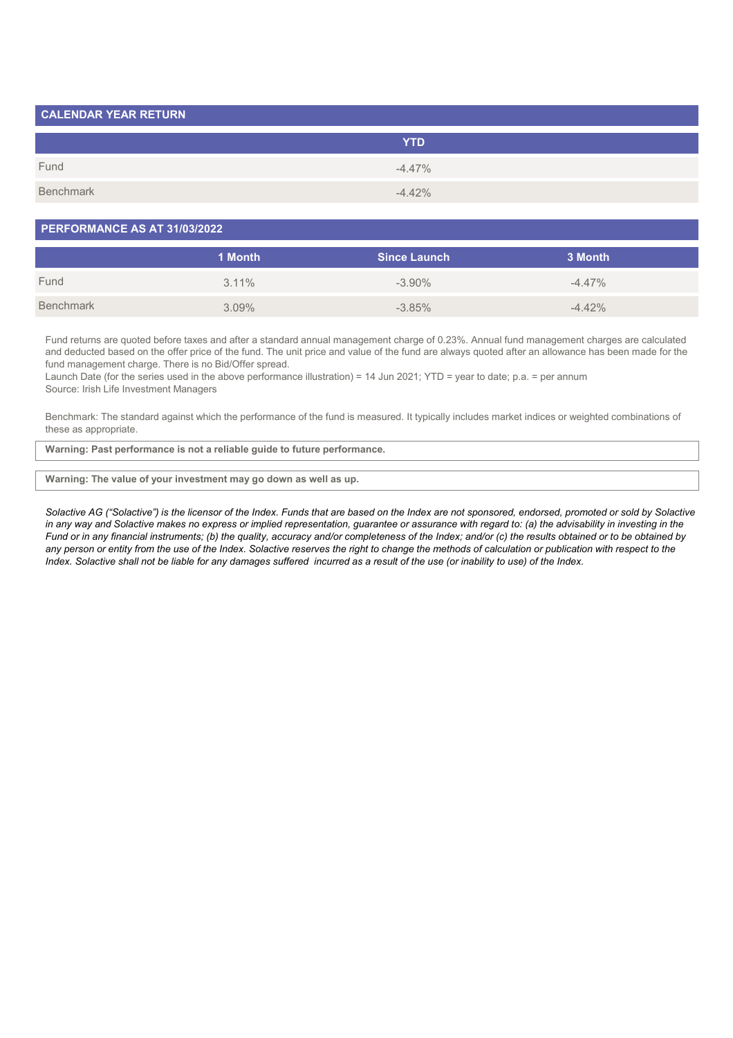## CALENDAR YEAR RETURN

| | YTD |
|---|---|
| Fund | -4.47% |
| Benchmark | -4.42% |

## PERFORMANCE AS AT 31/03/2022

| | 1 Month | Since Launch | 3 Month |
|---|---|---|---|
| Fund | 3.11% | -3.90% | -4.47% |
| Benchmark | 3.09% | -3.85% | -4.42% |

Fund returns are quoted before taxes and after a standard annual management charge of 0.23%. Annual fund management charges are calculated and deducted based on the offer price of the fund. The unit price and value of the fund are always quoted after an allowance has been made for the fund management charge. There is no Bid/Offer spread.
Launch Date (for the series used in the above performance illustration) = 14 Jun 2021; YTD = year to date; p.a. = per annum
Source: Irish Life Investment Managers

Benchmark: The standard against which the performance of the fund is measured. It typically includes market indices or weighted combinations of these as appropriate.

**Warning: Past performance is not a reliable guide to future performance.**

**Warning: The value of your investment may go down as well as up.**

*Solactive AG ("Solactive") is the licensor of the Index. Funds that are based on the Index are not sponsored, endorsed, promoted or sold by Solactive in any way and Solactive makes no express or implied representation, guarantee or assurance with regard to: (a) the advisability in investing in the Fund or in any financial instruments; (b) the quality, accuracy and/or completeness of the Index; and/or (c) the results obtained or to be obtained by any person or entity from the use of the Index. Solactive reserves the right to change the methods of calculation or publication with respect to the Index. Solactive shall not be liable for any damages suffered incurred as a result of the use (or inability to use) of the Index.*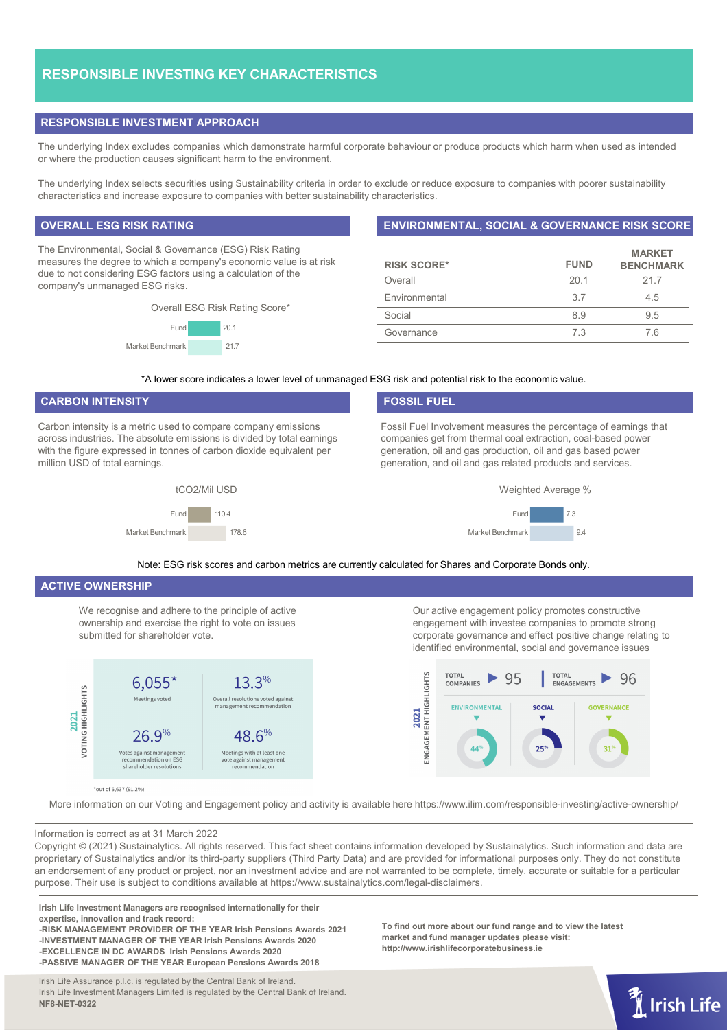# RESPONSIBLE INVESTING KEY CHARACTERISTICS

## RESPONSIBLE INVESTMENT APPROACH

The underlying Index excludes companies which demonstrate harmful corporate behaviour or produce products which harm when used as intended or where the production causes significant harm to the environment.

The underlying Index selects securities using Sustainability criteria in order to exclude or reduce exposure to companies with poorer sustainability characteristics and increase exposure to companies with better sustainability characteristics.

## OVERALL ESG RISK RATING

The Environmental, Social & Governance (ESG) Risk Rating measures the degree to which a company's economic value is at risk due to not considering ESG factors using a calculation of the company's unmanaged ESG risks.

Overall ESG Risk Rating Score*

Fund 20.1

Market Benchmark 21.7

## ENVIRONMENTAL, SOCIAL & GOVERNANCE RISK SCORE

| RISK SCORE* | FUND | MARKET BENCHMARK |
|---|---|---|
| Overall | 20.1 | 21.7 |
| Environmental | 3.7 | 4.5 |
| Social | 8.9 | 9.5 |
| Governance | 7.3 | 7.6 |

*A lower score indicates a lower level of unmanaged ESG risk and potential risk to the economic value.

## CARBON INTENSITY

Carbon intensity is a metric used to compare company emissions across industries. The absolute emissions is divided by total earnings with the figure expressed in tonnes of carbon dioxide equivalent per million USD of total earnings.

tCO2/Mil USD

Fund 110.4

Market Benchmark 178.6

## FOSSIL FUEL

Fossil Fuel Involvement measures the percentage of earnings that companies get from thermal coal extraction, coal-based power generation, oil and gas production, oil and gas based power generation, and oil and gas related products and services.

Weighted Average %

Fund 7.3

Market Benchmark 9.4

Note: ESG risk scores and carbon metrics are currently calculated for Shares and Corporate Bonds only.

## ACTIVE OWNERSHIP

We recognise and adhere to the principle of active ownership and exercise the right to vote on issues submitted for shareholder vote.

Our active engagement policy promotes constructive engagement with investee companies to promote strong corporate governance and effect positive change relating to identified environmental, social and governance issues

**2021 VOTING HIGHLIGHTS**

6,055* Meetings voted

13.3% Overall resolutions voted against management recommendation

26.9% Votes against management recommendation on ESG shareholder resolutions

48.6% Meetings with at least one vote against management recommendation

*out of 6,637 (91.2%)

**2021 ENGAGEMENT HIGHLIGHTS**

TOTAL COMPANIES 95

TOTAL ENGAGEMENTS 96

ENVIRONMENTAL 44%

SOCIAL 25%

GOVERNANCE 31%

More information on our Voting and Engagement policy and activity is available here https://www.ilim.com/responsible-investing/active-ownership/

Information is correct as at 31 March 2022

Copyright © (2021) Sustainalytics. All rights reserved. This fact sheet contains information developed by Sustainalytics. Such information and data are proprietary of Sustainalytics and/or its third-party suppliers (Third Party Data) and are provided for informational purposes only. They do not constitute an endorsement of any product or project, nor an investment advice and are not warranted to be complete, timely, accurate or suitable for a particular purpose. Their use is subject to conditions available at https://www.sustainalytics.com/legal-disclaimers.

**Irish Life Investment Managers are recognised internationally for their expertise, innovation and track record:**
**-RISK MANAGEMENT PROVIDER OF THE YEAR Irish Pensions Awards 2021**
**-INVESTMENT MANAGER OF THE YEAR Irish Pensions Awards 2020**
**-EXCELLENCE IN DC AWARDS Irish Pensions Awards 2020**
**-PASSIVE MANAGER OF THE YEAR European Pensions Awards 2018**

**To find out more about our fund range and to view the latest market and fund manager updates please visit: http://www.irishlifecorporatebusiness.ie**

Irish Life Assurance p.l.c. is regulated by the Central Bank of Ireland.
Irish Life Investment Managers Limited is regulated by the Central Bank of Ireland.
**NF8-NET-0322**

Irish Life